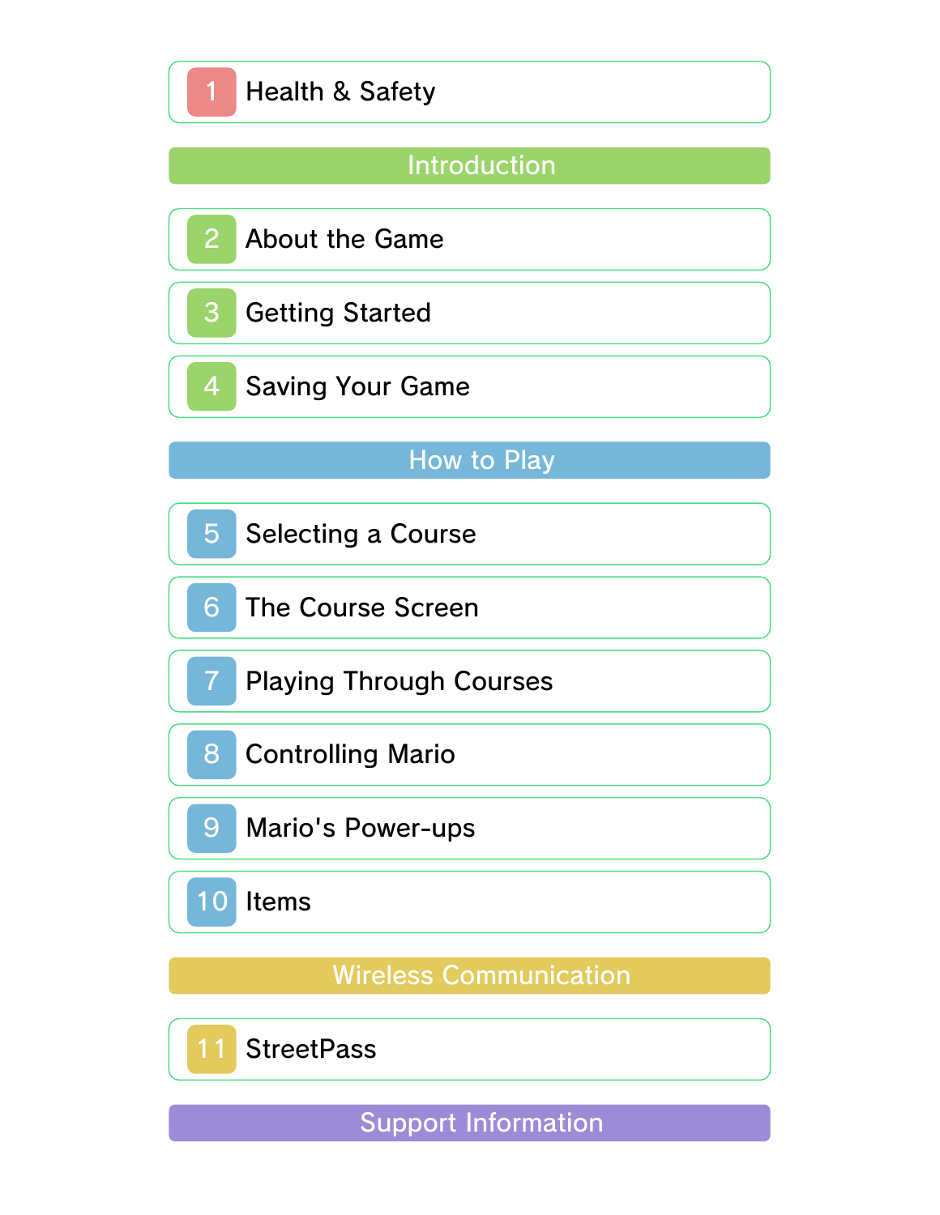1 Health & Safety

## Introduction

2 About the Game

3 Getting Started

4 Saving Your Game

## How to Play

5 Selecting a Course

6 The Course Screen

7 Playing Through Courses

8 Controlling Mario

9 Mario's Power-ups

10 Items

## Wireless Communication

11 StreetPass

## Support Information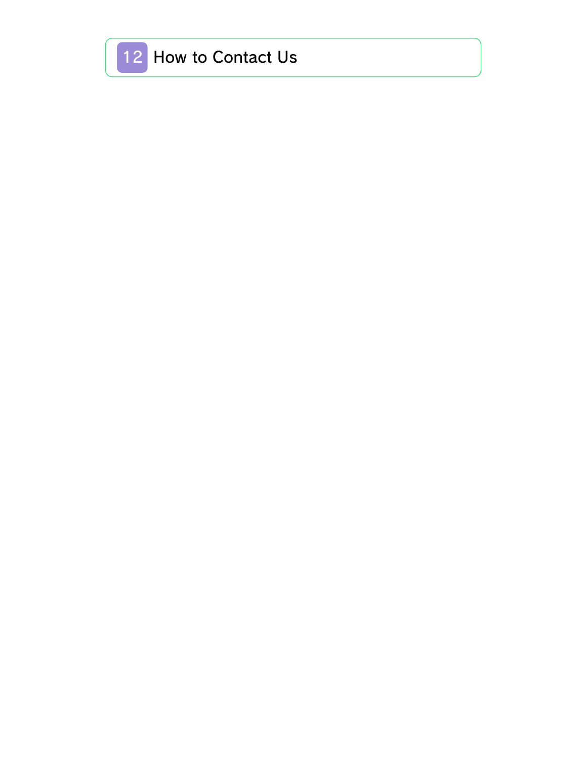## 12 How to Contact Us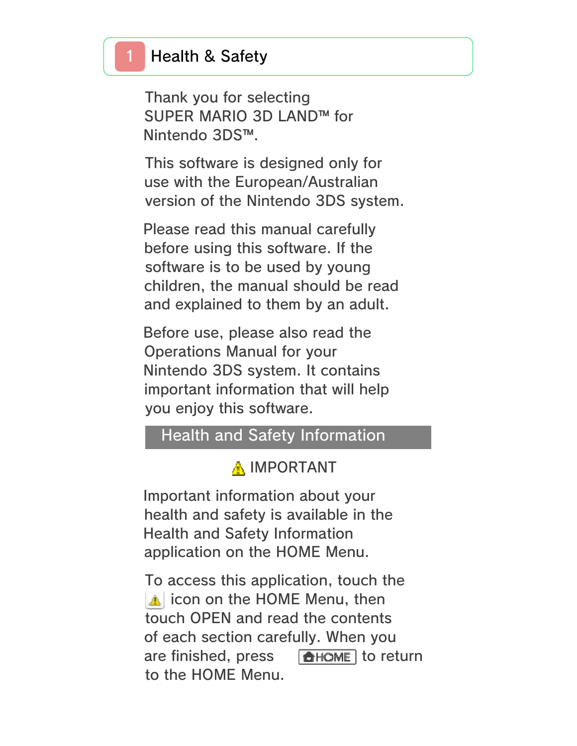# 1 Health & Safety

Thank you for selecting SUPER MARIO 3D LAND™ for Nintendo 3DS™.

This software is designed only for use with the European/Australian version of the Nintendo 3DS system.

Please read this manual carefully before using this software. If the software is to be used by young children, the manual should be read and explained to them by an adult.

Before use, please also read the Operations Manual for your Nintendo 3DS system. It contains important information that will help you enjoy this software.

## Health and Safety Information

⚠ IMPORTANT

Important information about your health and safety is available in the Health and Safety Information application on the HOME Menu.

To access this application, touch the ⚠ icon on the HOME Menu, then touch OPEN and read the contents of each section carefully. When you are finished, press HOME to return to the HOME Menu.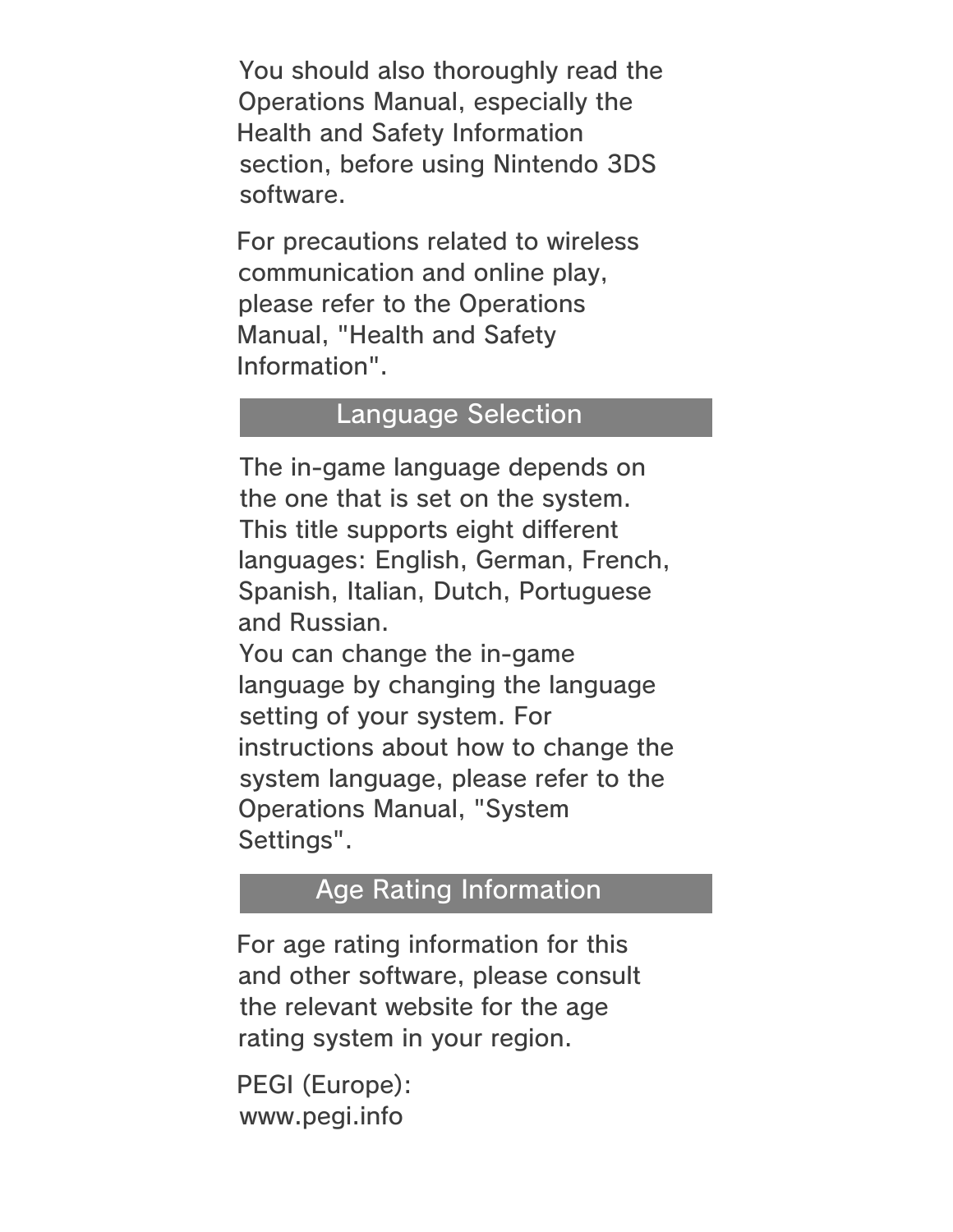You should also thoroughly read the Operations Manual, especially the Health and Safety Information section, before using Nintendo 3DS software.

For precautions related to wireless communication and online play, please refer to the Operations Manual, "Health and Safety Information".

## Language Selection

The in-game language depends on the one that is set on the system. This title supports eight different languages: English, German, French, Spanish, Italian, Dutch, Portuguese and Russian.
You can change the in-game language by changing the language setting of your system. For instructions about how to change the system language, please refer to the Operations Manual, "System Settings".

## Age Rating Information

For age rating information for this and other software, please consult the relevant website for the age rating system in your region.

PEGI (Europe):
www.pegi.info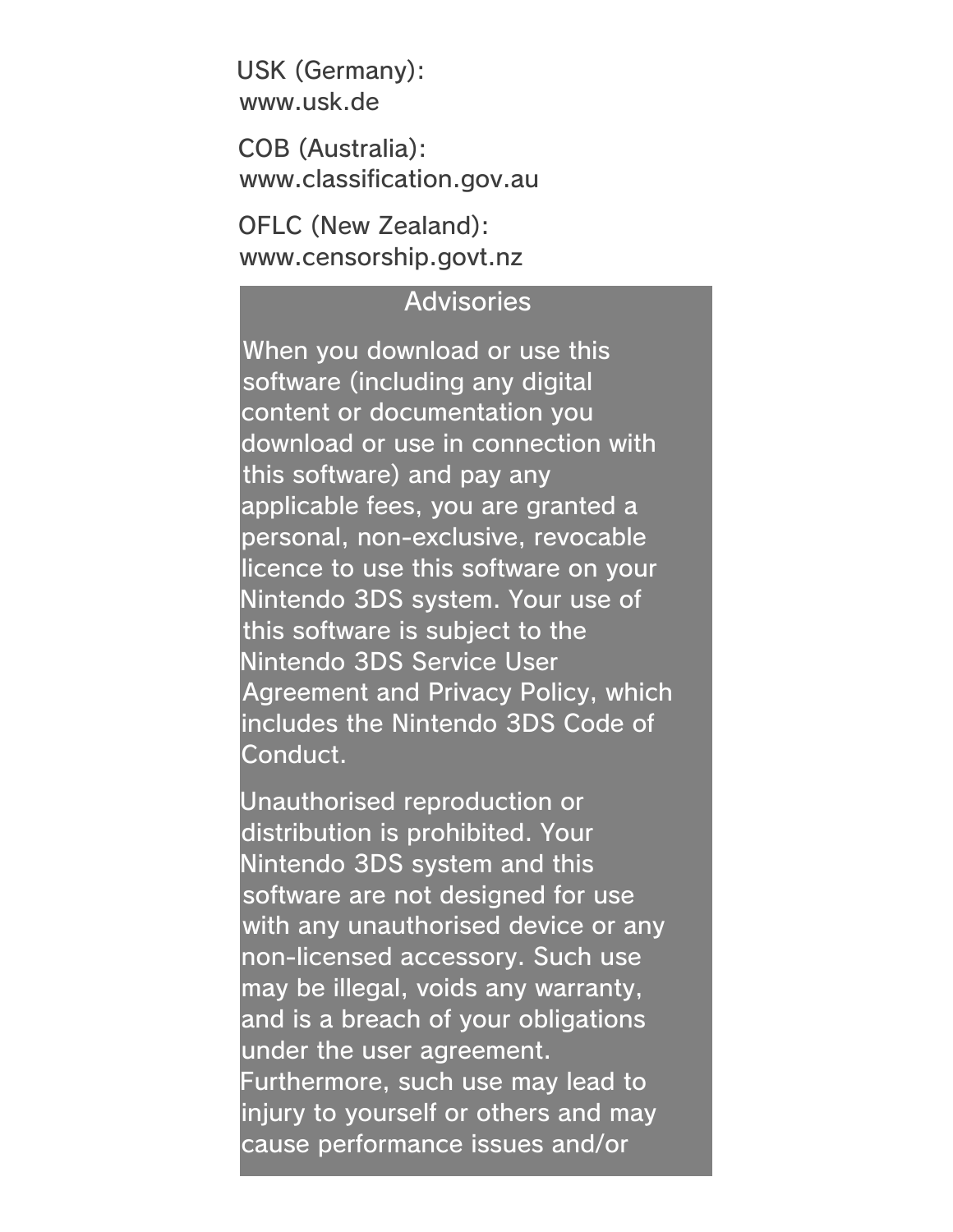USK (Germany):
www.usk.de

COB (Australia):
www.classification.gov.au

OFLC (New Zealand):
www.censorship.govt.nz

## Advisories

When you download or use this software (including any digital content or documentation you download or use in connection with this software) and pay any applicable fees, you are granted a personal, non-exclusive, revocable licence to use this software on your Nintendo 3DS system. Your use of this software is subject to the Nintendo 3DS Service User Agreement and Privacy Policy, which includes the Nintendo 3DS Code of Conduct.

Unauthorised reproduction or distribution is prohibited. Your Nintendo 3DS system and this software are not designed for use with any unauthorised device or any non-licensed accessory. Such use may be illegal, voids any warranty, and is a breach of your obligations under the user agreement. Furthermore, such use may lead to injury to yourself or others and may cause performance issues and/or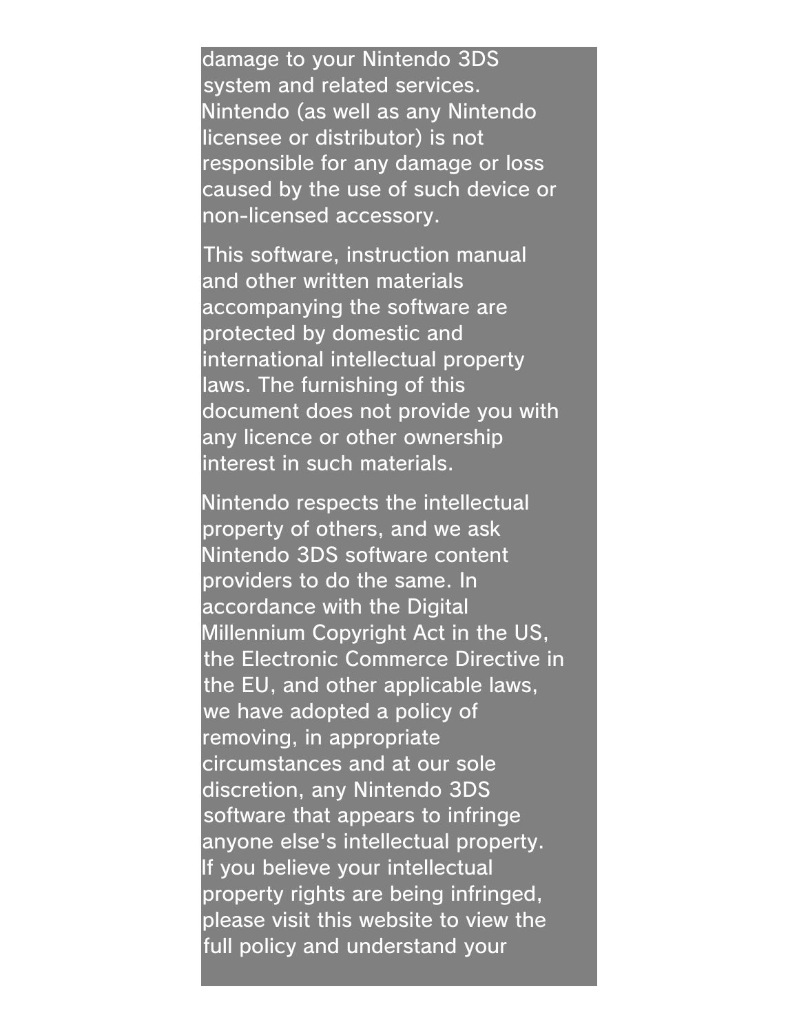damage to your Nintendo 3DS system and related services. Nintendo (as well as any Nintendo licensee or distributor) is not responsible for any damage or loss caused by the use of such device or non-licensed accessory.

This software, instruction manual and other written materials accompanying the software are protected by domestic and international intellectual property laws. The furnishing of this document does not provide you with any licence or other ownership interest in such materials.

Nintendo respects the intellectual property of others, and we ask Nintendo 3DS software content providers to do the same. In accordance with the Digital Millennium Copyright Act in the US, the Electronic Commerce Directive in the EU, and other applicable laws, we have adopted a policy of removing, in appropriate circumstances and at our sole discretion, any Nintendo 3DS software that appears to infringe anyone else's intellectual property. If you believe your intellectual property rights are being infringed, please visit this website to view the full policy and understand your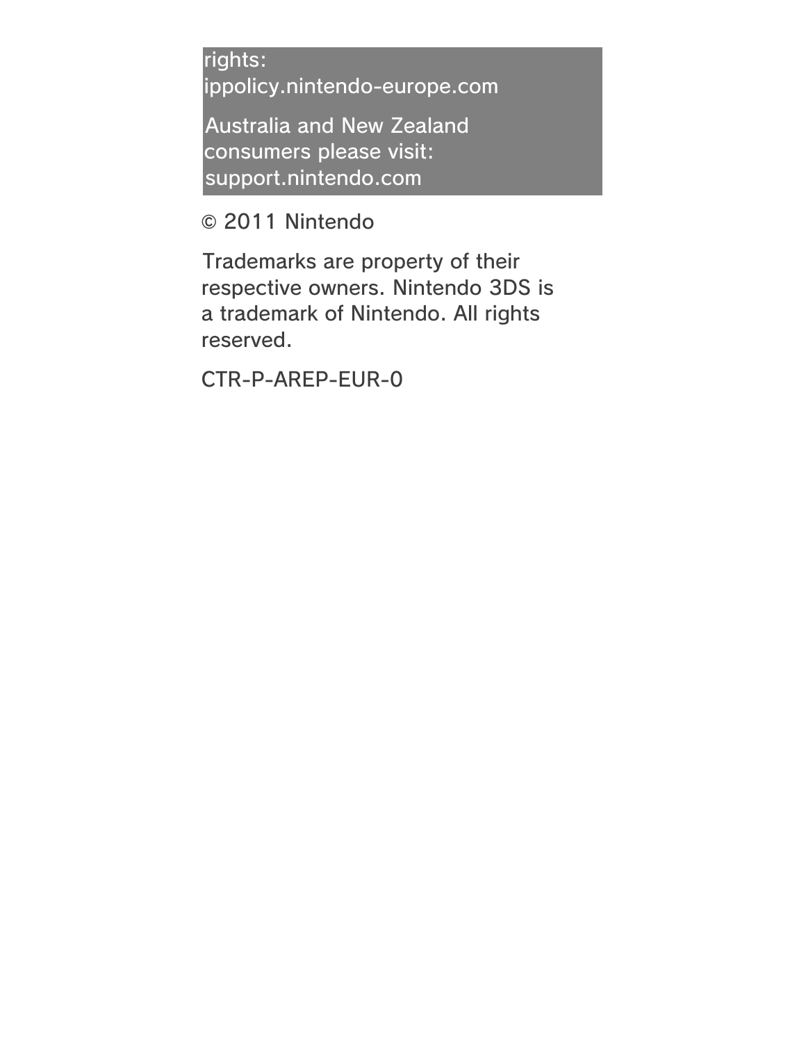rights:
ippolicy.nintendo-europe.com

Australia and New Zealand consumers please visit:
support.nintendo.com

© 2011 Nintendo

Trademarks are property of their respective owners. Nintendo 3DS is a trademark of Nintendo. All rights reserved.

CTR-P-AREP-EUR-0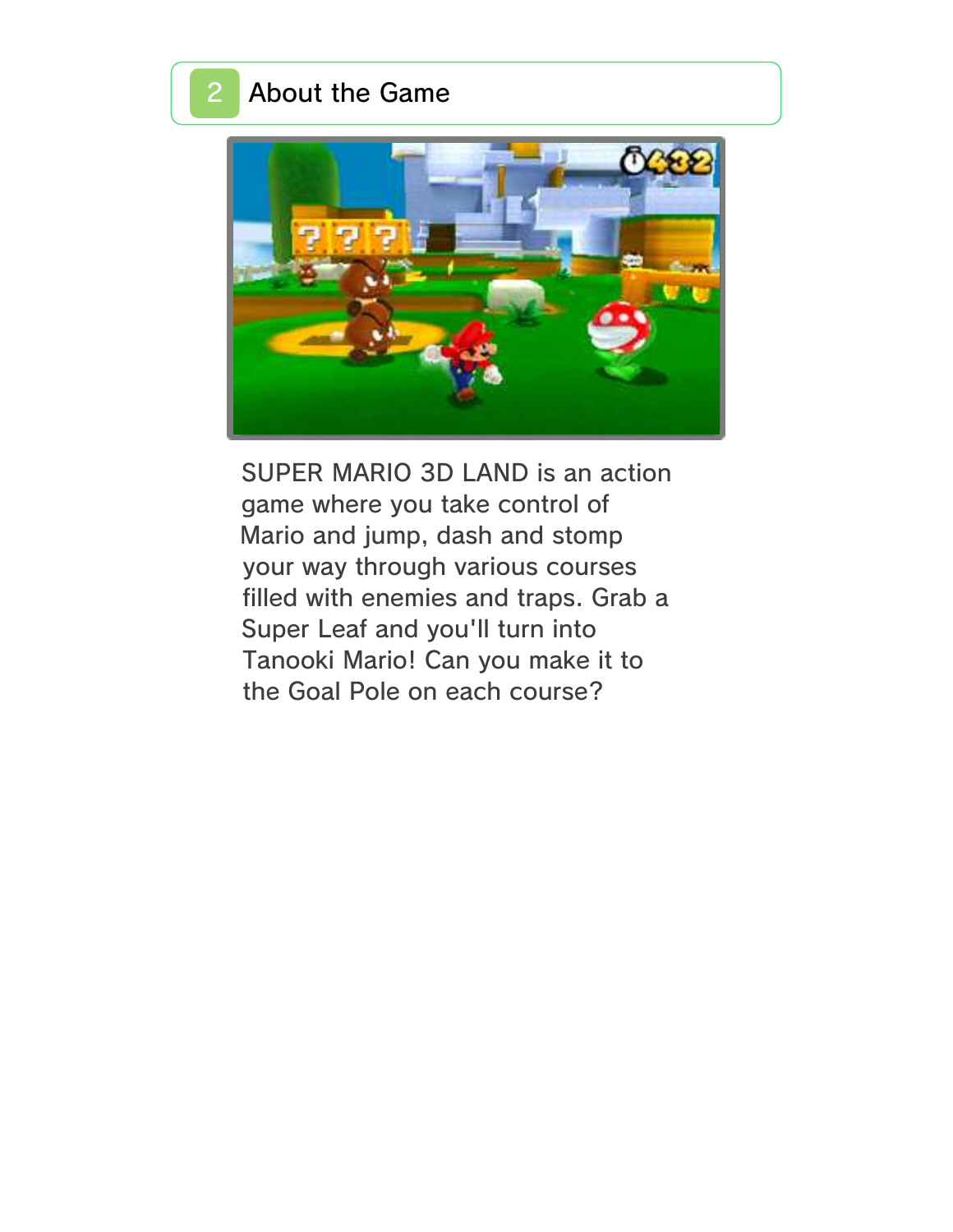## 2 About the Game

SUPER MARIO 3D LAND is an action game where you take control of Mario and jump, dash and stomp your way through various courses filled with enemies and traps. Grab a Super Leaf and you'll turn into Tanooki Mario! Can you make it to the Goal Pole on each course?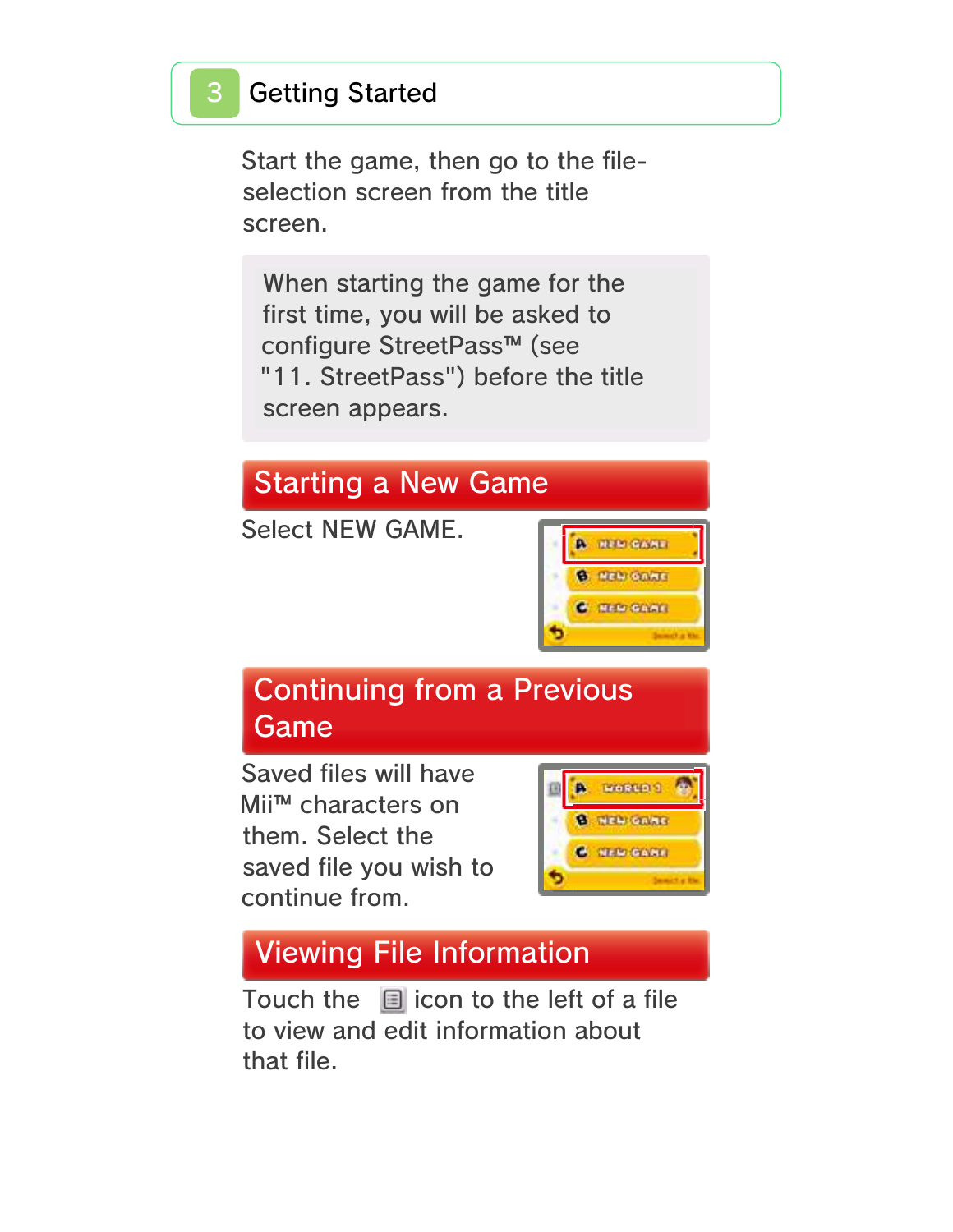# 3 Getting Started

Start the game, then go to the file-selection screen from the title screen.

> When starting the game for the first time, you will be asked to configure StreetPass™ (see "11. StreetPass") before the title screen appears.

## Starting a New Game

Select NEW GAME.

## Continuing from a Previous Game

Saved files will have Mii™ characters on them. Select the saved file you wish to continue from.

## Viewing File Information

Touch the icon to the left of a file to view and edit information about that file.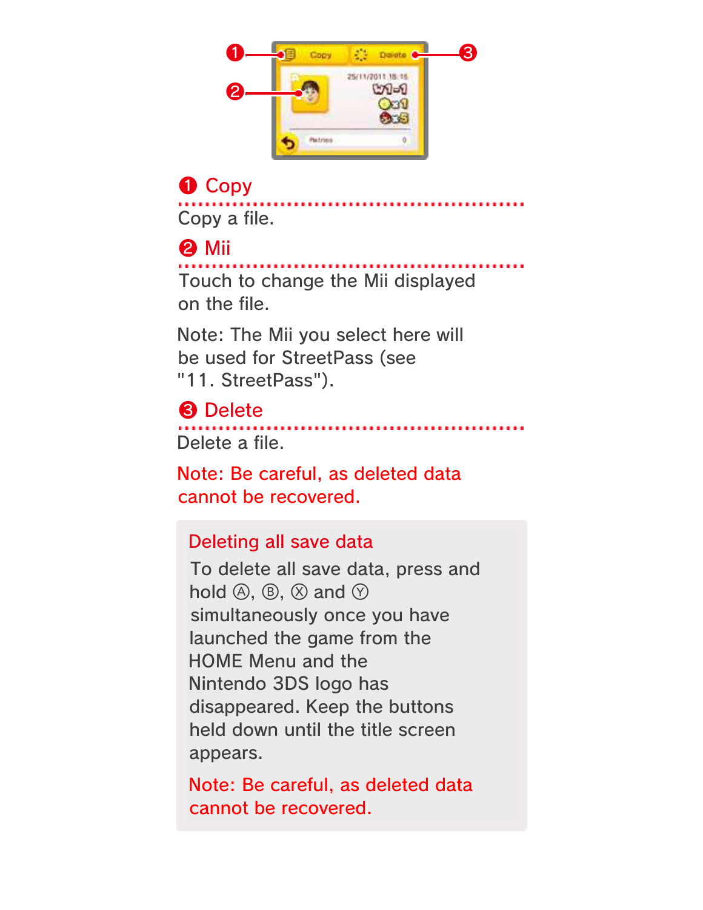## ❶ Copy

Copy a file.

## ❷ Mii

Touch to change the Mii displayed on the file.

Note: The Mii you select here will be used for StreetPass (see "11. StreetPass").

## ❸ Delete

Delete a file.

Note: Be careful, as deleted data cannot be recovered.

### Deleting all save data

To delete all save data, press and hold Ⓐ, Ⓑ, Ⓧ and Ⓨ simultaneously once you have launched the game from the HOME Menu and the Nintendo 3DS logo has disappeared. Keep the buttons held down until the title screen appears.

Note: Be careful, as deleted data cannot be recovered.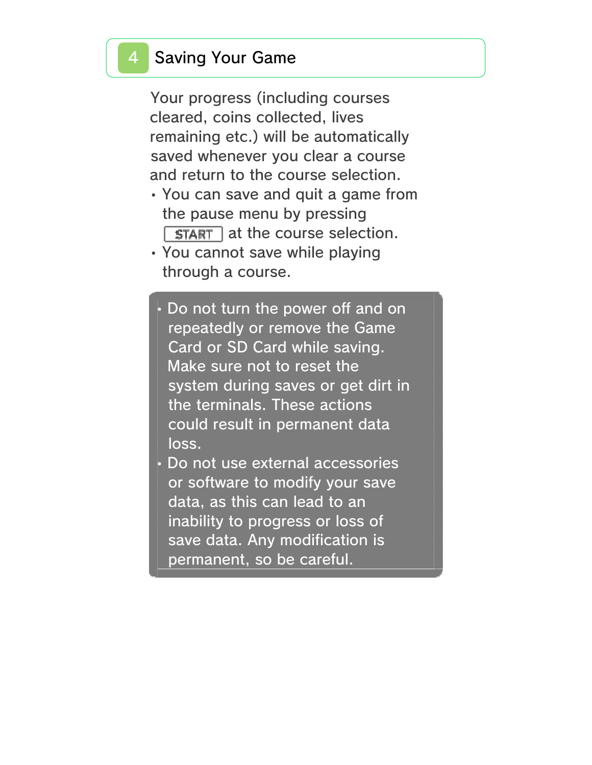## 4 Saving Your Game

Your progress (including courses cleared, coins collected, lives remaining etc.) will be automatically saved whenever you clear a course and return to the course selection.

- You can save and quit a game from the pause menu by pressing START at the course selection.
- You cannot save while playing through a course.

> - Do not turn the power off and on repeatedly or remove the Game Card or SD Card while saving. Make sure not to reset the system during saves or get dirt in the terminals. These actions could result in permanent data loss.
> - Do not use external accessories or software to modify your save data, as this can lead to an inability to progress or loss of save data. Any modification is permanent, so be careful.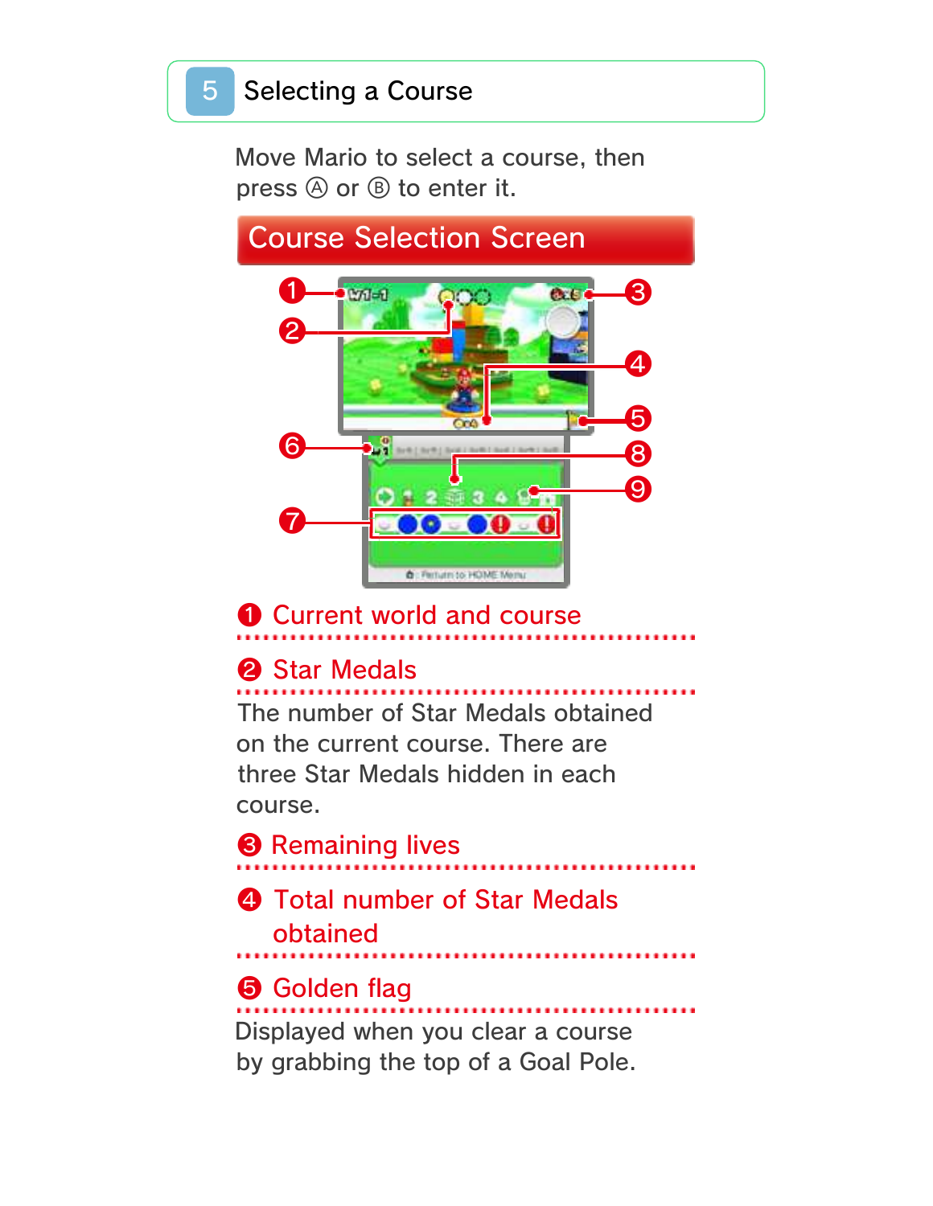## 5 Selecting a Course

Move Mario to select a course, then press Ⓐ or Ⓑ to enter it.

### Course Selection Screen

❶ Current world and course

❷ Star Medals

The number of Star Medals obtained on the current course. There are three Star Medals hidden in each course.

❸ Remaining lives

❹ Total number of Star Medals obtained

❺ Golden flag

Displayed when you clear a course by grabbing the top of a Goal Pole.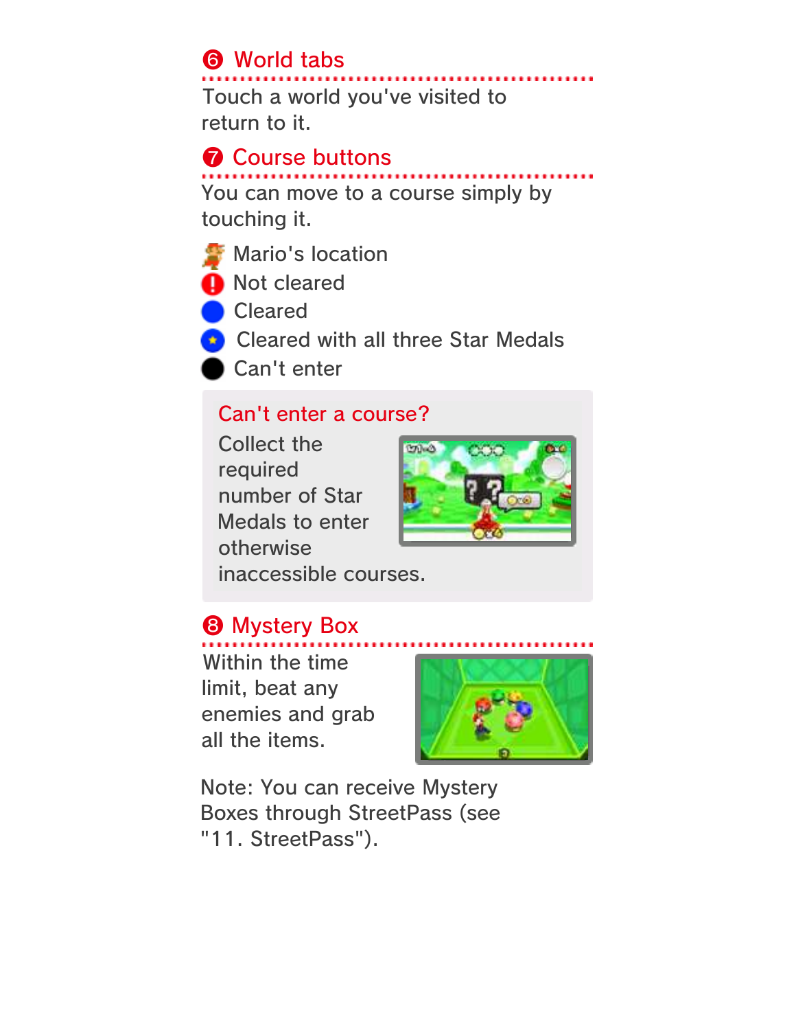## ❻ World tabs

Touch a world you've visited to return to it.

## ❼ Course buttons

You can move to a course simply by touching it.

- Mario's location
- Not cleared
- Cleared
- Cleared with all three Star Medals
- Can't enter

### Can't enter a course?

Collect the required number of Star Medals to enter otherwise inaccessible courses.

## ❽ Mystery Box

Within the time limit, beat any enemies and grab all the items.

Note: You can receive Mystery Boxes through StreetPass (see "11. StreetPass").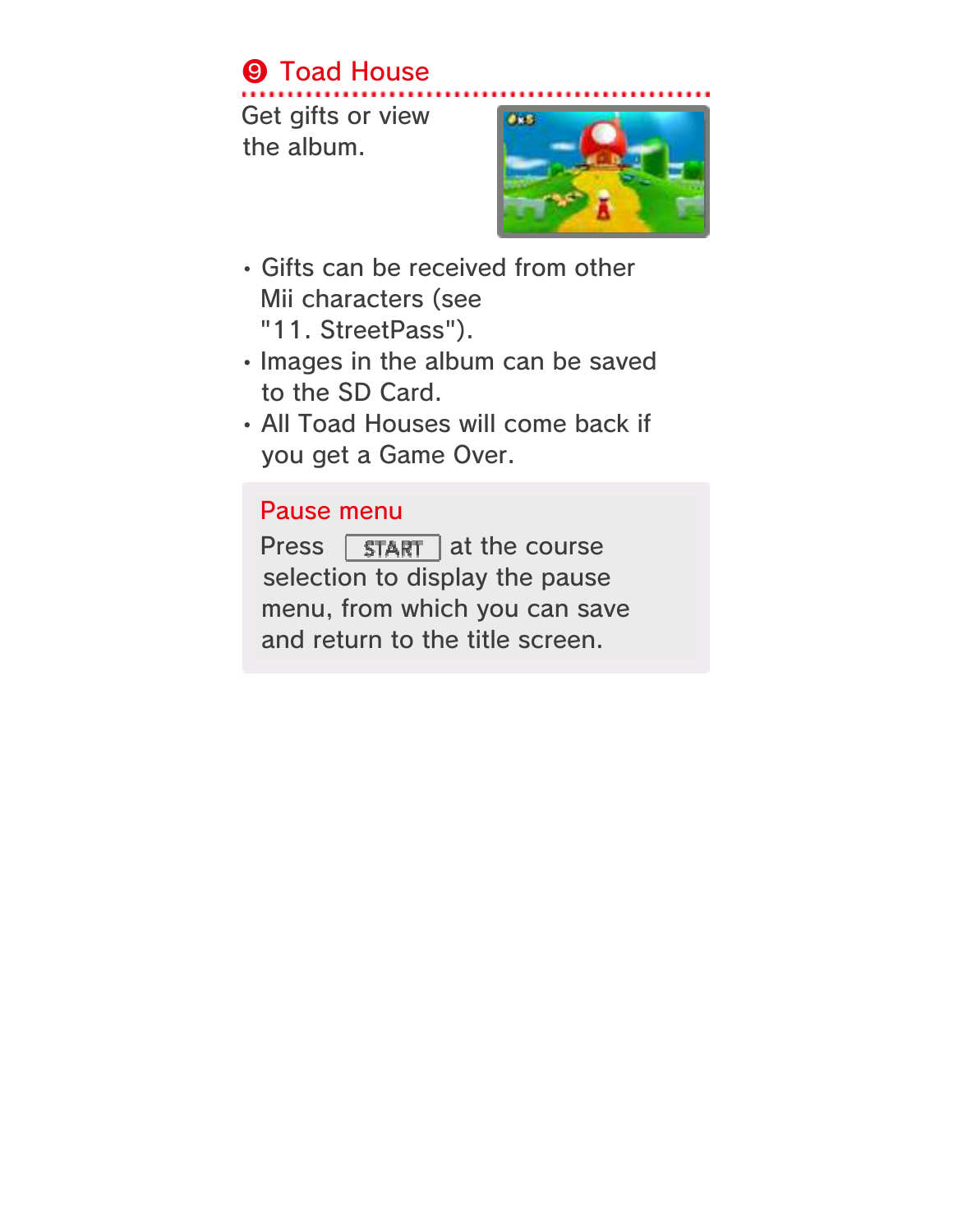## ❾ Toad House

Get gifts or view the album.

- Gifts can be received from other Mii characters (see "11. StreetPass").
- Images in the album can be saved to the SD Card.
- All Toad Houses will come back if you get a Game Over.

### Pause menu

Press START at the course selection to display the pause menu, from which you can save and return to the title screen.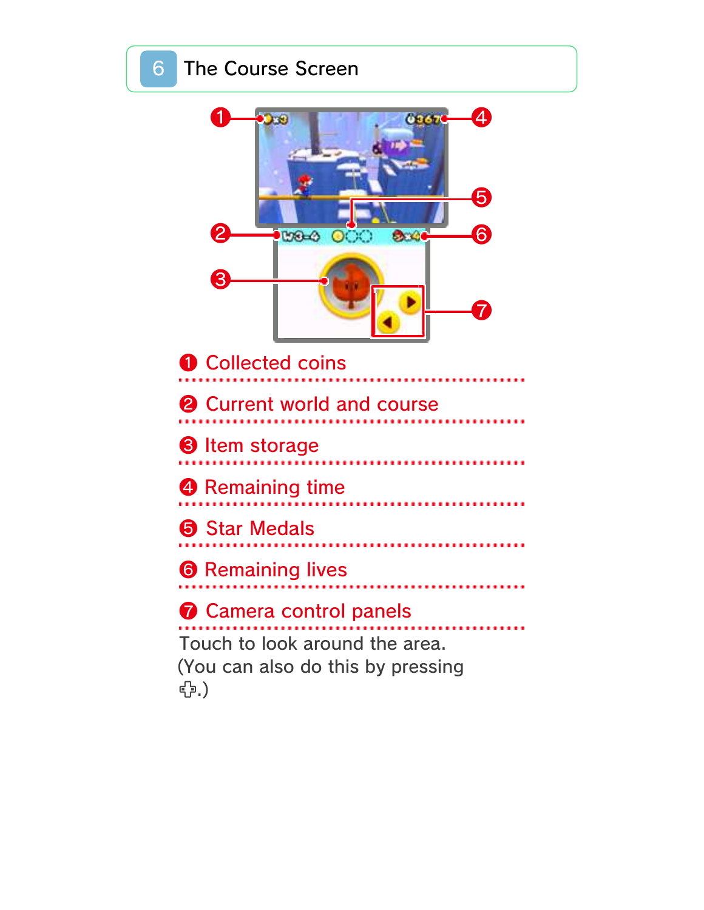## 6 The Course Screen

❶ Collected coins

❷ Current world and course

❸ Item storage

❹ Remaining time

❺ Star Medals

❻ Remaining lives

❼ Camera control panels

Touch to look around the area.
(You can also do this by pressing ✚.)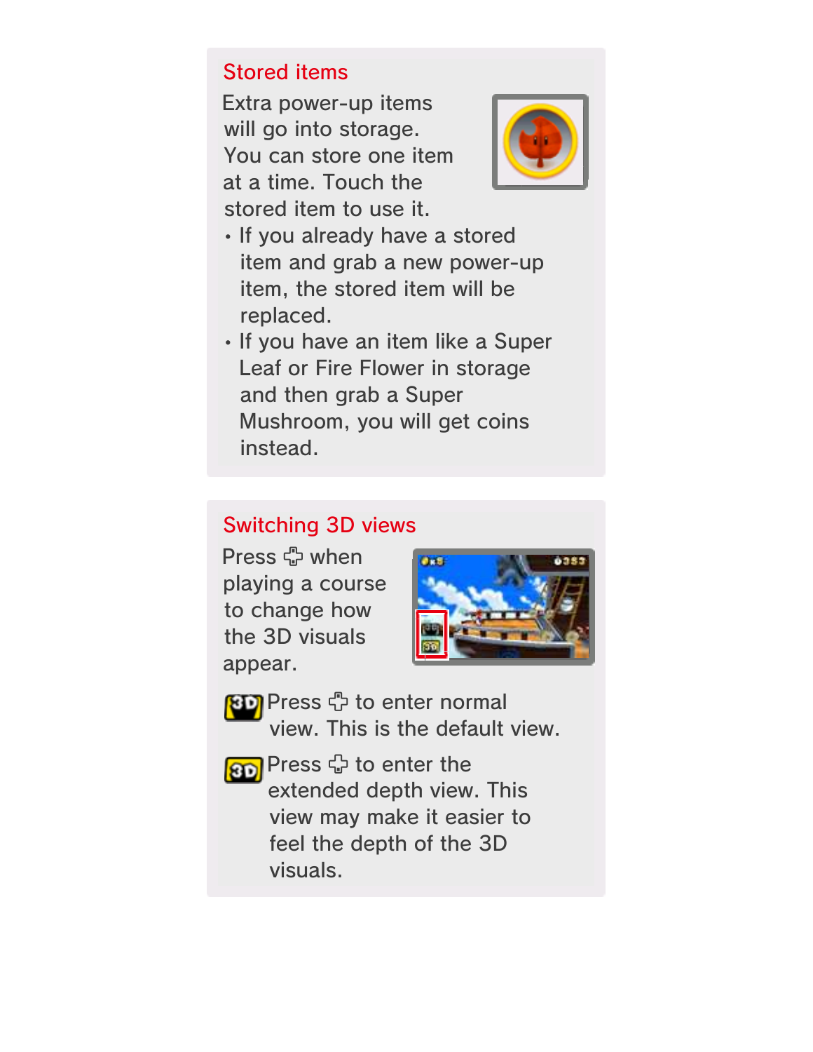## Stored items

Extra power-up items will go into storage. You can store one item at a time. Touch the stored item to use it.

- If you already have a stored item and grab a new power-up item, the stored item will be replaced.
- If you have an item like a Super Leaf or Fire Flower in storage and then grab a Super Mushroom, you will get coins instead.

## Switching 3D views

Press ✚ when playing a course to change how the 3D visuals appear.

3D Press ✚ to enter normal view. This is the default view.

3D Press ✚ to enter the extended depth view. This view may make it easier to feel the depth of the 3D visuals.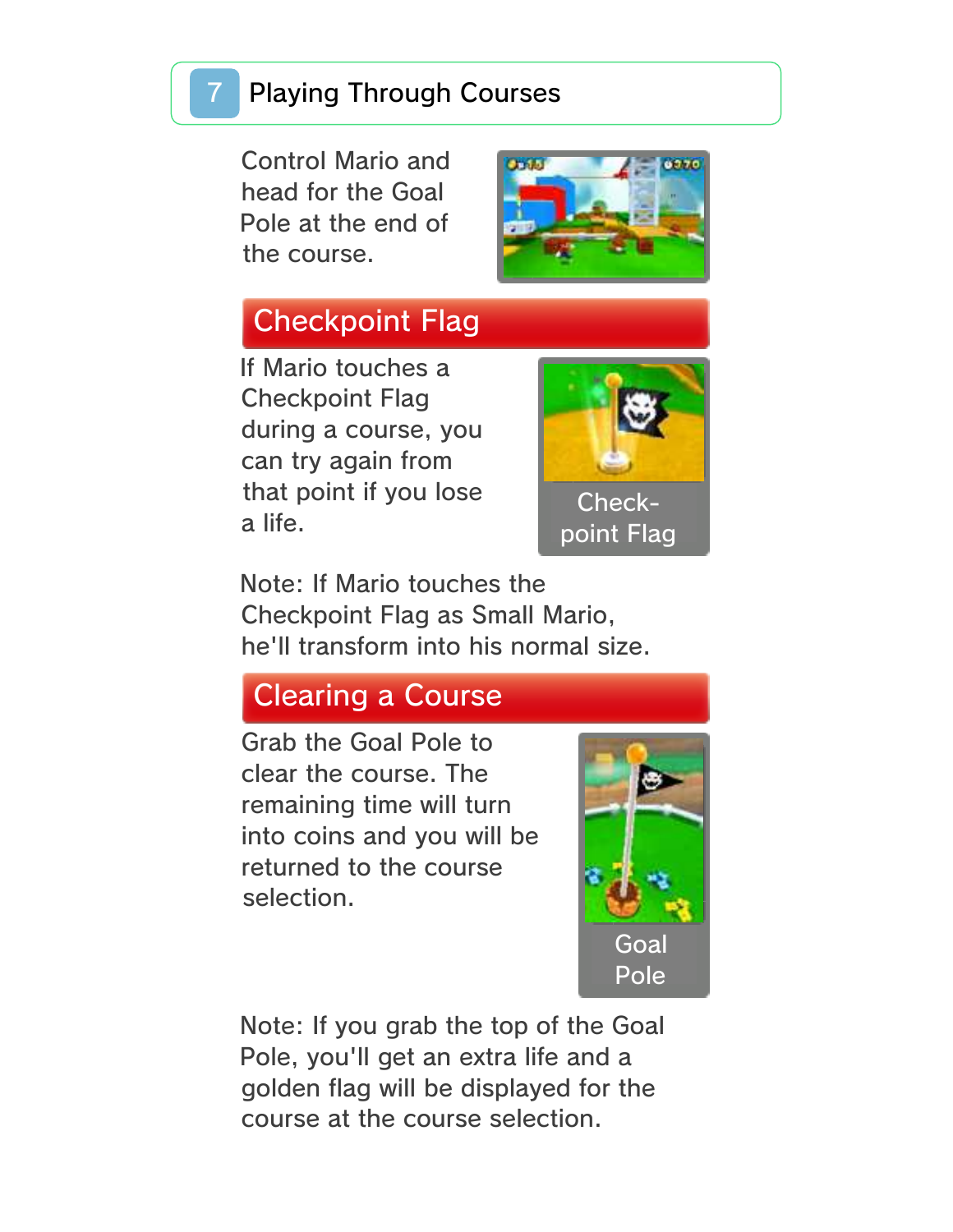# 7 Playing Through Courses

Control Mario and head for the Goal Pole at the end of the course.

## Checkpoint Flag

If Mario touches a Checkpoint Flag during a course, you can try again from that point if you lose a life.

Check-point Flag

Note: If Mario touches the Checkpoint Flag as Small Mario, he'll transform into his normal size.

## Clearing a Course

Grab the Goal Pole to clear the course. The remaining time will turn into coins and you will be returned to the course selection.

Goal Pole

Note: If you grab the top of the Goal Pole, you'll get an extra life and a golden flag will be displayed for the course at the course selection.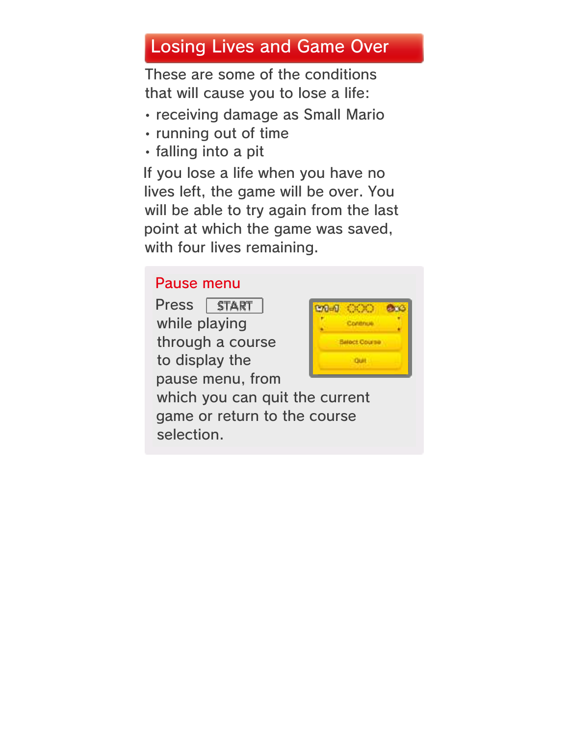## Losing Lives and Game Over

These are some of the conditions that will cause you to lose a life:

- receiving damage as Small Mario
- running out of time
- falling into a pit

If you lose a life when you have no lives left, the game will be over. You will be able to try again from the last point at which the game was saved, with four lives remaining.

### Pause menu

Press START while playing through a course to display the pause menu, from which you can quit the current game or return to the course selection.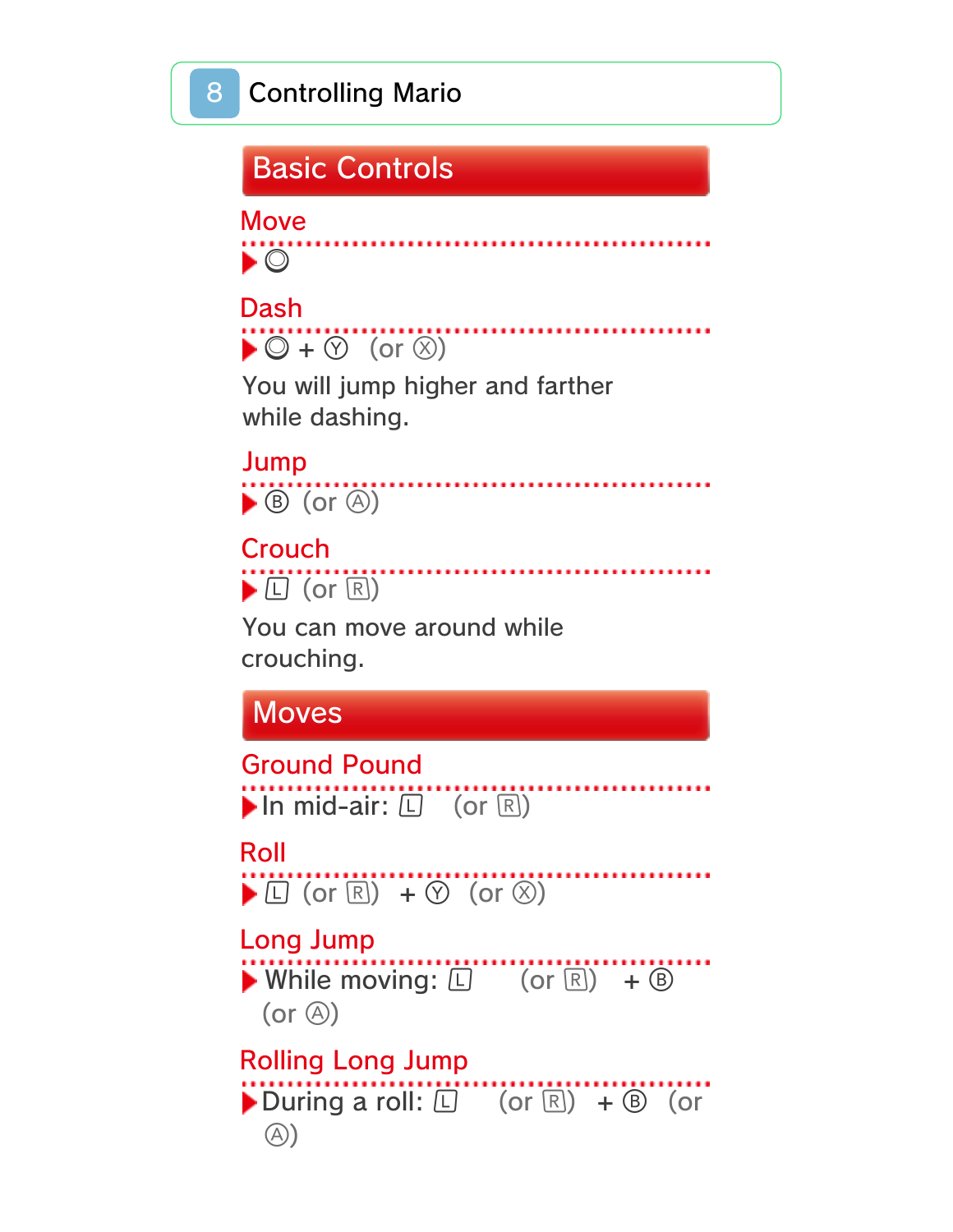# 8 Controlling Mario

## Basic Controls

### Move

▶ ◎

### Dash

▶ ◎ + Ⓨ (or Ⓧ)

You will jump higher and farther while dashing.

### Jump

▶ Ⓑ (or Ⓐ)

### Crouch

▶ Ⓛ (or Ⓡ)

You can move around while crouching.

## Moves

### Ground Pound

▶ In mid-air: Ⓛ (or Ⓡ)

### Roll

▶ Ⓛ (or Ⓡ) + Ⓨ (or Ⓧ)

### Long Jump

▶ While moving: Ⓛ (or Ⓡ) + Ⓑ (or Ⓐ)

### Rolling Long Jump

▶ During a roll: Ⓛ (or Ⓡ) + Ⓑ (or Ⓐ)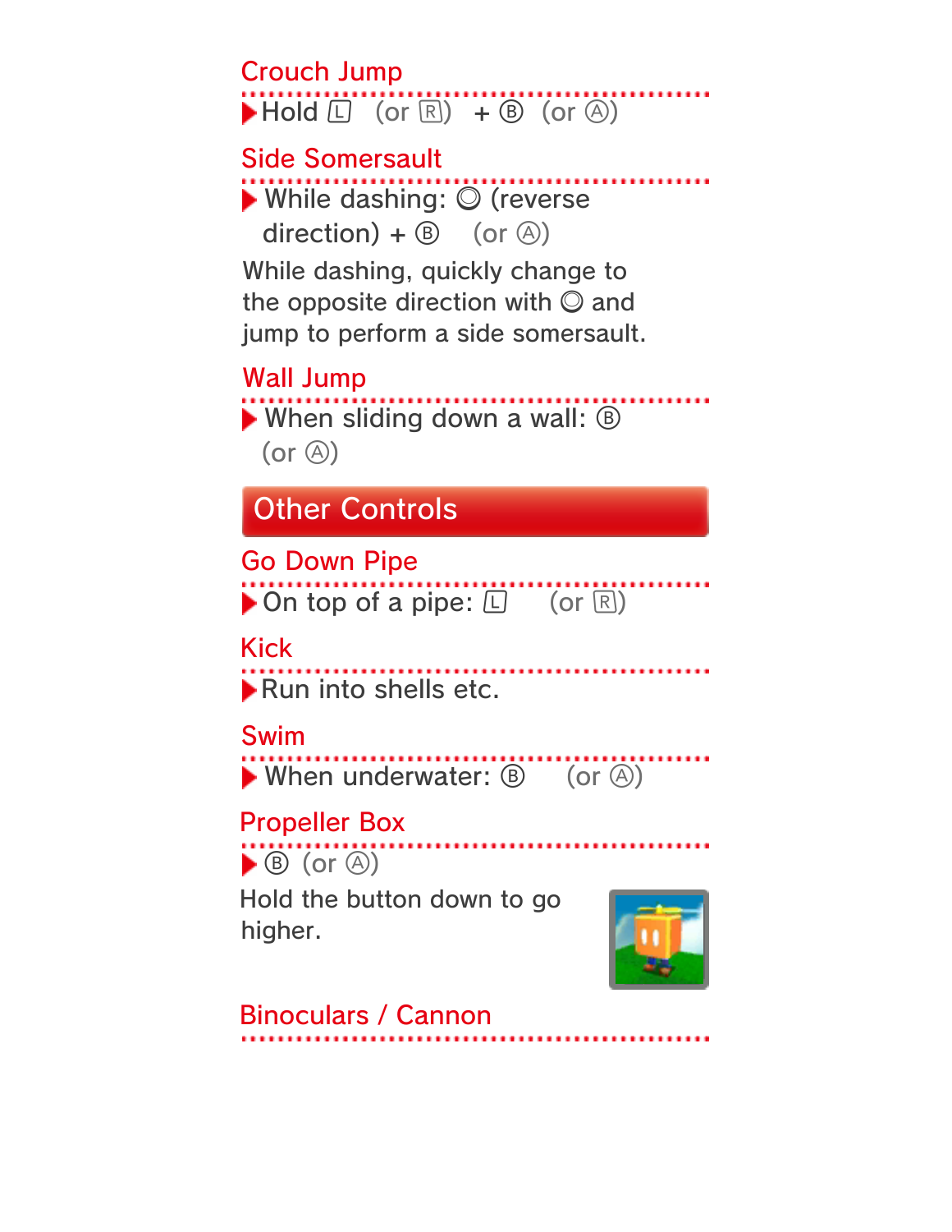### Crouch Jump

▶ Hold Ⓛ (or Ⓡ) + Ⓑ (or Ⓐ)

### Side Somersault

▶ While dashing: ◎ (reverse direction) + Ⓑ (or Ⓐ)

While dashing, quickly change to the opposite direction with ◎ and jump to perform a side somersault.

### Wall Jump

▶ When sliding down a wall: Ⓑ (or Ⓐ)

## Other Controls

### Go Down Pipe

▶ On top of a pipe: Ⓛ (or Ⓡ)

### Kick

▶ Run into shells etc.

### Swim

▶ When underwater: Ⓑ (or Ⓐ)

### Propeller Box

▶ Ⓑ (or Ⓐ)

Hold the button down to go higher.

### Binoculars / Cannon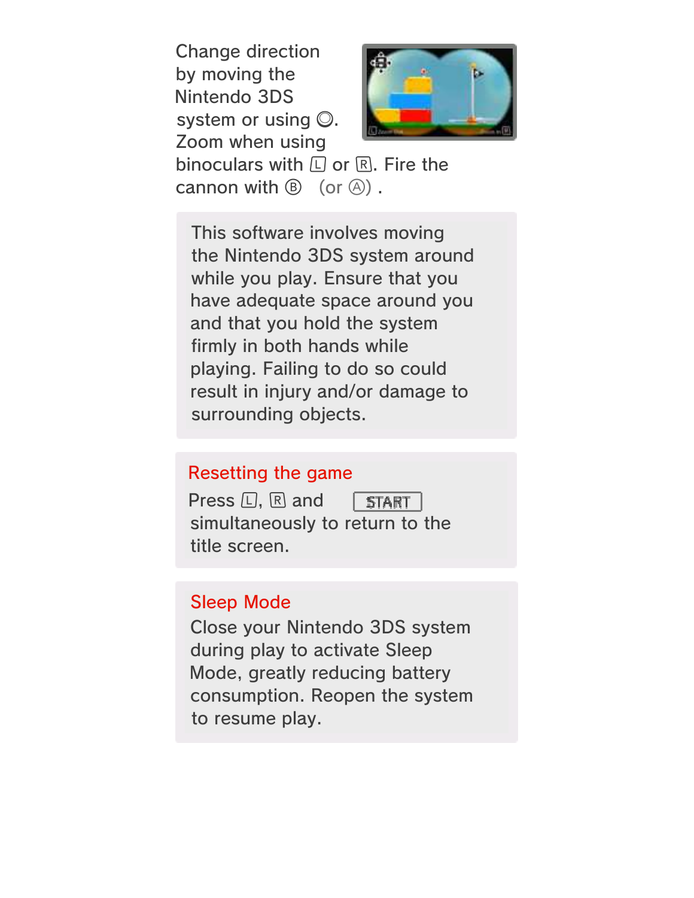Change direction by moving the Nintendo 3DS system or using ◎. Zoom when using binoculars with Ⓛ or Ⓡ. Fire the cannon with Ⓑ (or Ⓐ) .

This software involves moving the Nintendo 3DS system around while you play. Ensure that you have adequate space around you and that you hold the system firmly in both hands while playing. Failing to do so could result in injury and/or damage to surrounding objects.

## Resetting the game

Press Ⓛ, Ⓡ and START simultaneously to return to the title screen.

## Sleep Mode

Close your Nintendo 3DS system during play to activate Sleep Mode, greatly reducing battery consumption. Reopen the system to resume play.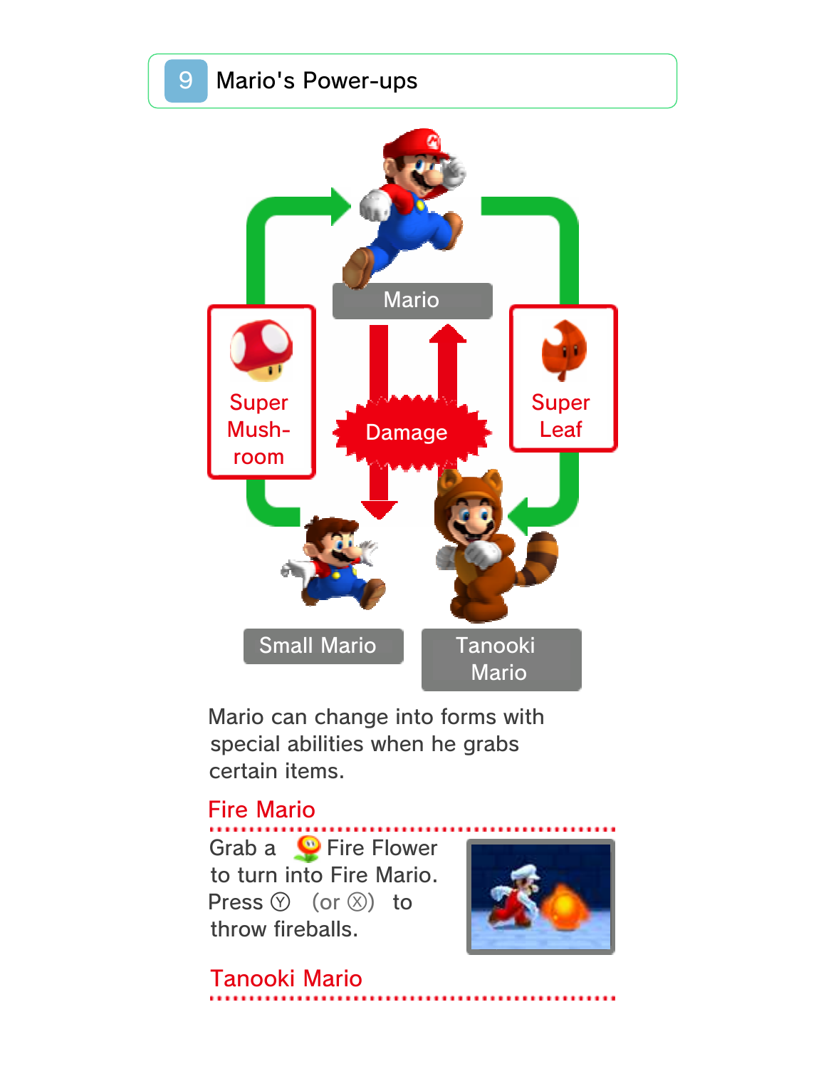## 9 Mario's Power-ups

Mario

Super Mush-room

Damage

Super Leaf

Small Mario

Tanooki Mario

Mario can change into forms with special abilities when he grabs certain items.

### Fire Mario

Grab a Fire Flower to turn into Fire Mario. Press Ⓨ (or Ⓧ) to throw fireballs.

### Tanooki Mario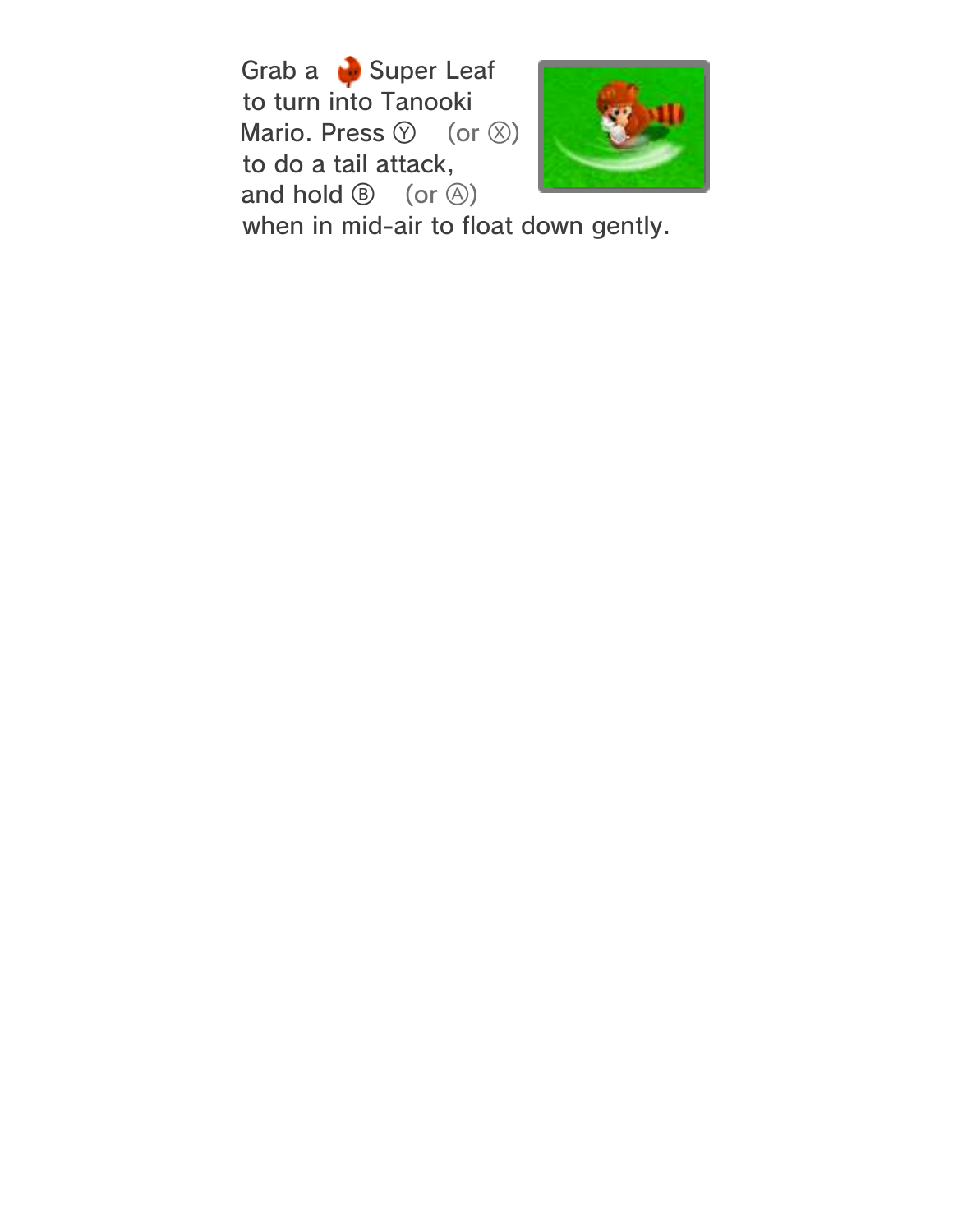Grab a Super Leaf to turn into Tanooki Mario. Press Ⓨ (or Ⓧ) to do a tail attack, and hold Ⓑ (or Ⓐ) when in mid-air to float down gently.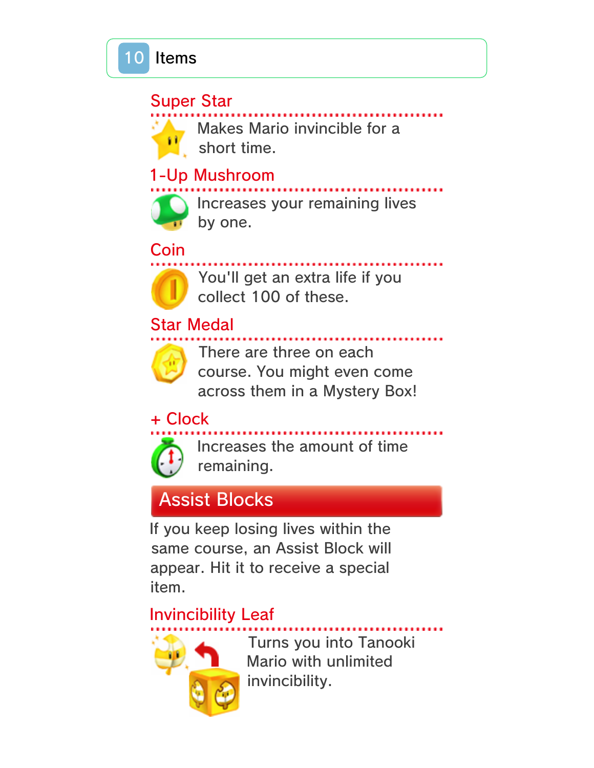# 10 Items

### Super Star

Makes Mario invincible for a short time.

### 1-Up Mushroom

Increases your remaining lives by one.

### Coin

You'll get an extra life if you collect 100 of these.

### Star Medal

There are three on each course. You might even come across them in a Mystery Box!

### + Clock

Increases the amount of time remaining.

## Assist Blocks

If you keep losing lives within the same course, an Assist Block will appear. Hit it to receive a special item.

### Invincibility Leaf

Turns you into Tanooki Mario with unlimited invincibility.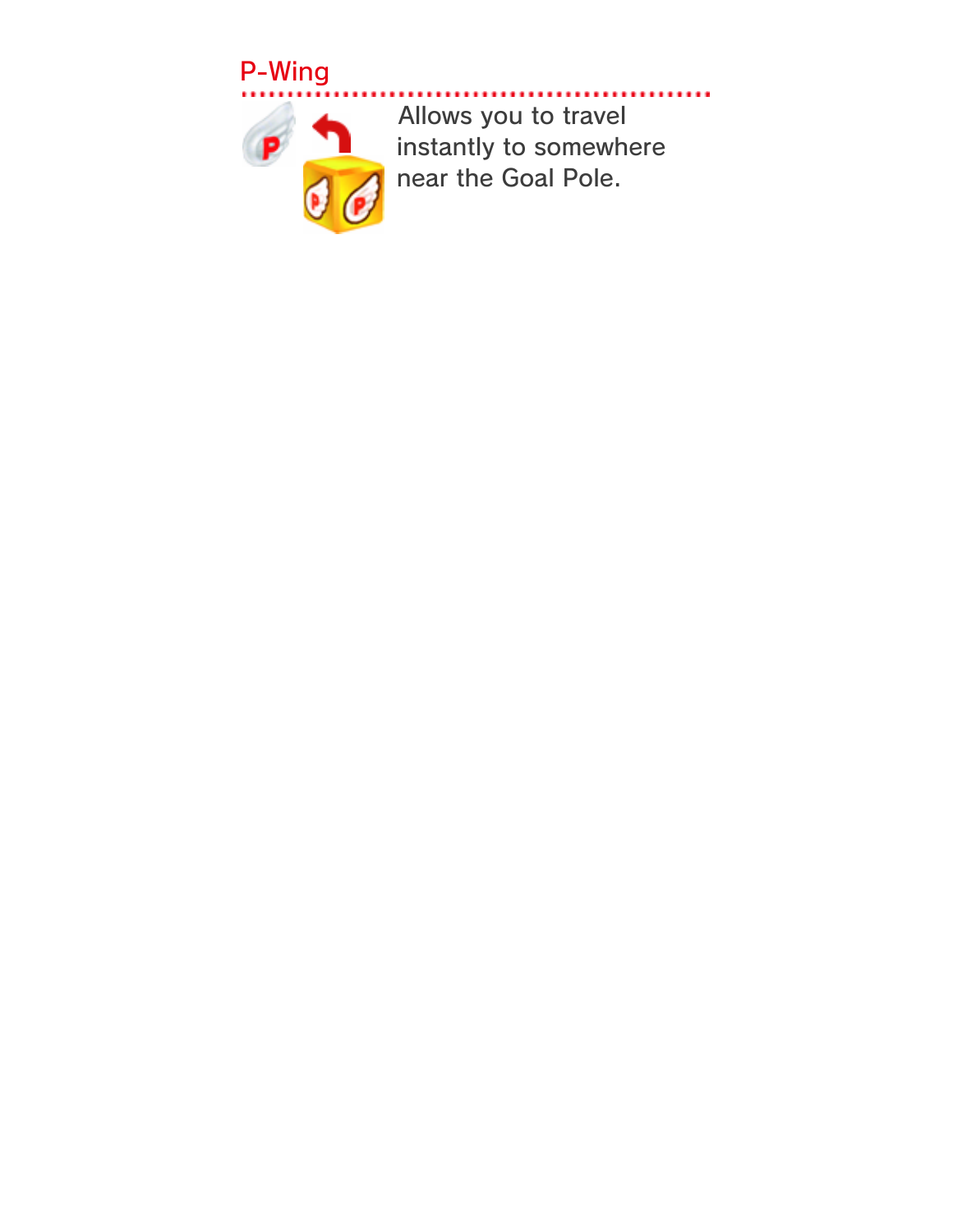## P-Wing

Allows you to travel instantly to somewhere near the Goal Pole.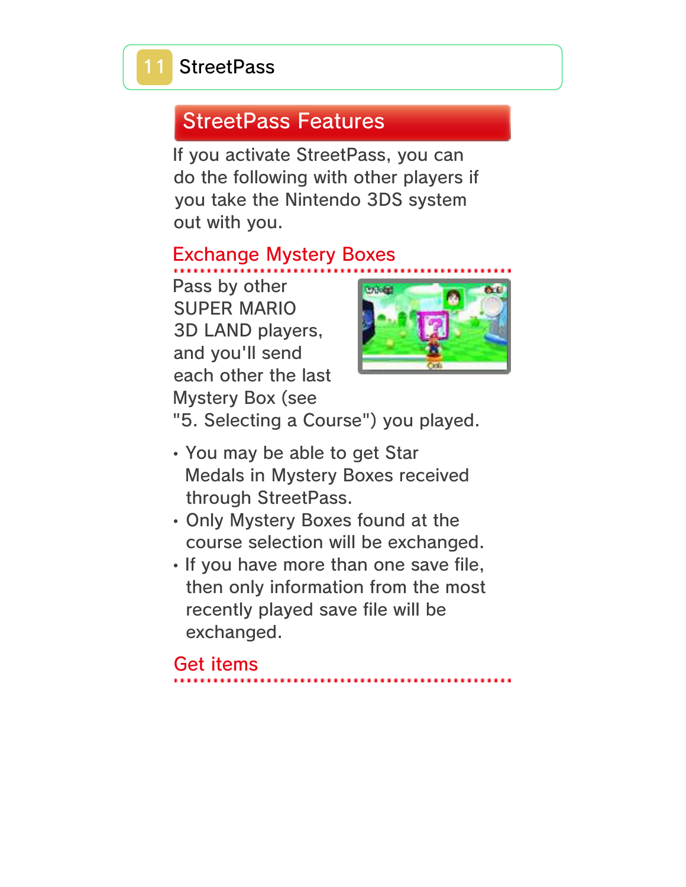# 11 StreetPass

## StreetPass Features

If you activate StreetPass, you can do the following with other players if you take the Nintendo 3DS system out with you.

### Exchange Mystery Boxes

Pass by other SUPER MARIO 3D LAND players, and you'll send each other the last Mystery Box (see "5. Selecting a Course") you played.

- You may be able to get Star Medals in Mystery Boxes received through StreetPass.
- Only Mystery Boxes found at the course selection will be exchanged.
- If you have more than one save file, then only information from the most recently played save file will be exchanged.

### Get items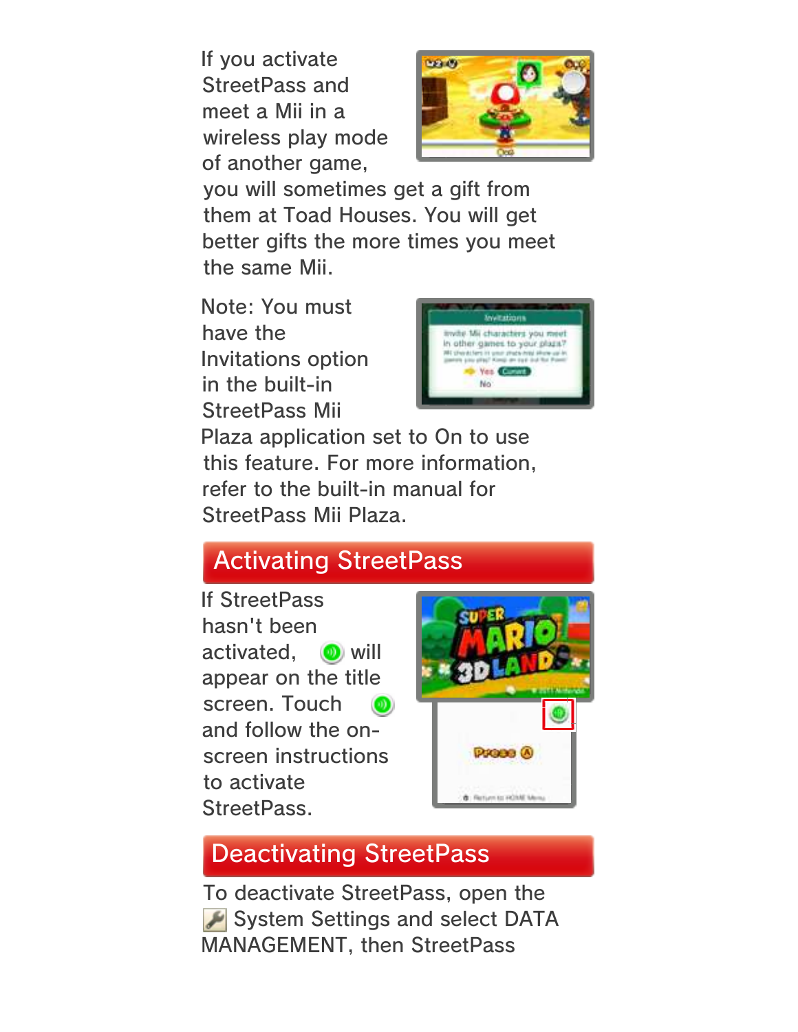If you activate StreetPass and meet a Mii in a wireless play mode of another game, you will sometimes get a gift from them at Toad Houses. You will get better gifts the more times you meet the same Mii.

Note: You must have the Invitations option in the built-in StreetPass Mii Plaza application set to On to use this feature. For more information, refer to the built-in manual for StreetPass Mii Plaza.

## Activating StreetPass

If StreetPass hasn't been activated, will appear on the title screen. Touch and follow the on-screen instructions to activate StreetPass.

## Deactivating StreetPass

To deactivate StreetPass, open the System Settings and select DATA MANAGEMENT, then StreetPass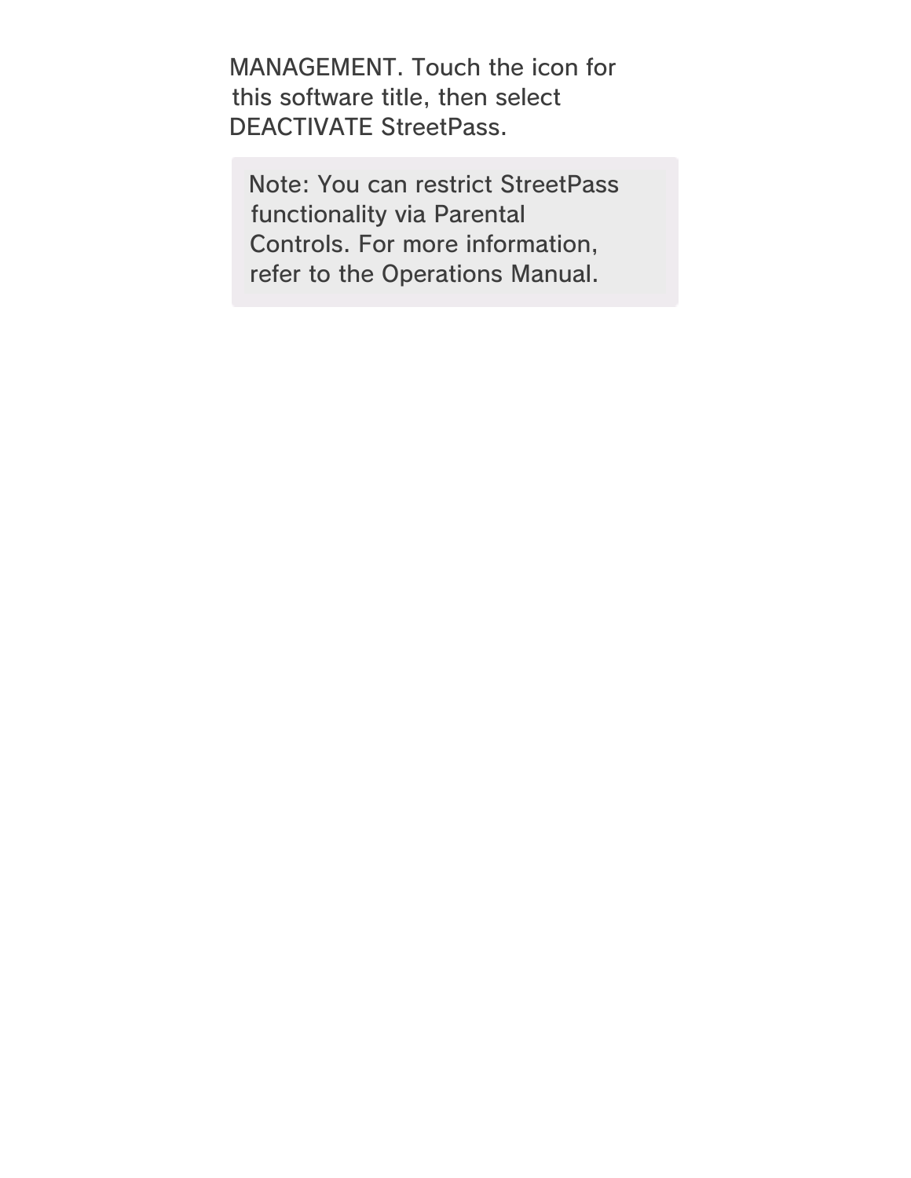MANAGEMENT. Touch the icon for this software title, then select DEACTIVATE StreetPass.

> Note: You can restrict StreetPass functionality via Parental Controls. For more information, refer to the Operations Manual.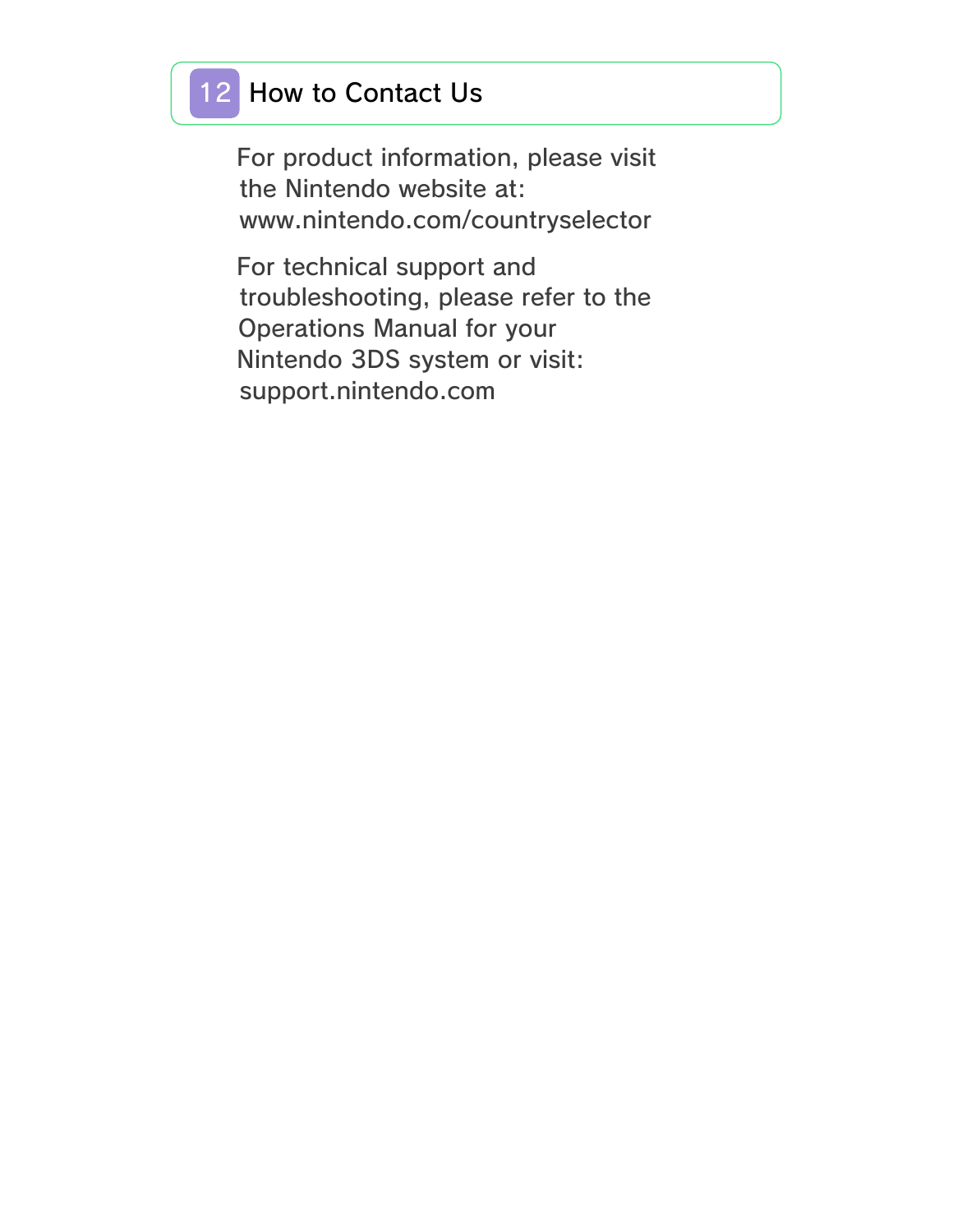## 12 How to Contact Us

For product information, please visit the Nintendo website at:
www.nintendo.com/countryselector

For technical support and troubleshooting, please refer to the Operations Manual for your Nintendo 3DS system or visit:
support.nintendo.com